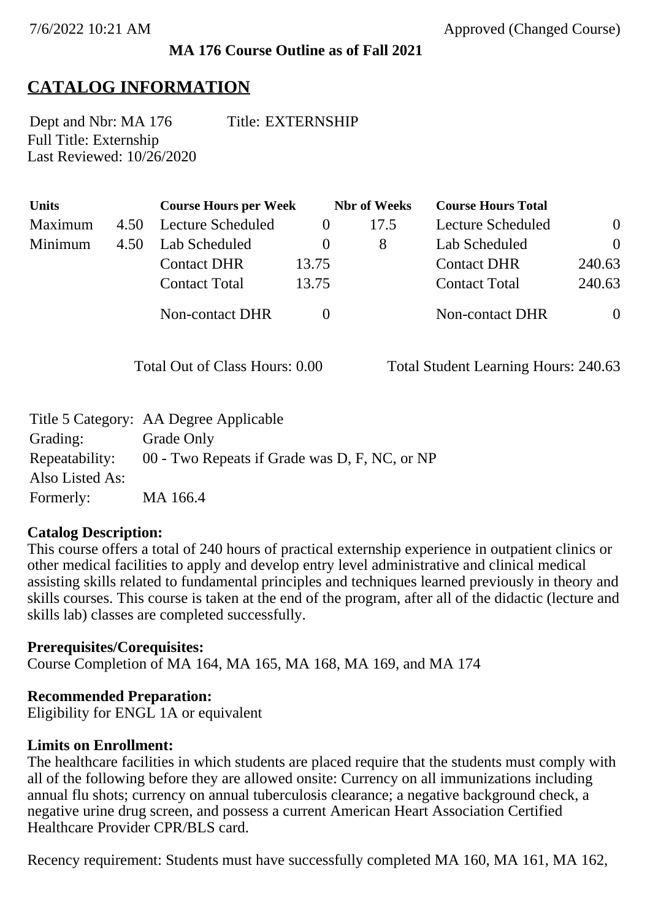7/6/2022 10:21 AM Approved (Changed Course)

**MA 176 Course Outline as of Fall 2021**

# CATALOG INFORMATION

Dept and Nbr: MA 176 Title: EXTERNSHIP
Full Title: Externship
Last Reviewed: 10/26/2020

| Units | | Course Hours per Week | | Nbr of Weeks | Course Hours Total | |
|---|---|---|---|---|---|---|
| Maximum | 4.50 | Lecture Scheduled | 0 | 17.5 | Lecture Scheduled | 0 |
| Minimum | 4.50 | Lab Scheduled | 0 | 8 | Lab Scheduled | 0 |
| | | Contact DHR | 13.75 | | Contact DHR | 240.63 |
| | | Contact Total | 13.75 | | Contact Total | 240.63 |
| | | Non-contact DHR | 0 | | Non-contact DHR | 0 |

Total Out of Class Hours: 0.00 Total Student Learning Hours: 240.63

Title 5 Category: AA Degree Applicable
Grading: Grade Only
Repeatability: 00 - Two Repeats if Grade was D, F, NC, or NP
Also Listed As:
Formerly: MA 166.4

**Catalog Description:**
This course offers a total of 240 hours of practical externship experience in outpatient clinics or other medical facilities to apply and develop entry level administrative and clinical medical assisting skills related to fundamental principles and techniques learned previously in theory and skills courses. This course is taken at the end of the program, after all of the didactic (lecture and skills lab) classes are completed successfully.

**Prerequisites/Corequisites:**
Course Completion of MA 164, MA 165, MA 168, MA 169, and MA 174

**Recommended Preparation:**
Eligibility for ENGL 1A or equivalent

**Limits on Enrollment:**
The healthcare facilities in which students are placed require that the students must comply with all of the following before they are allowed onsite: Currency on all immunizations including annual flu shots; currency on annual tuberculosis clearance; a negative background check, a negative urine drug screen, and possess a current American Heart Association Certified Healthcare Provider CPR/BLS card.

Recency requirement: Students must have successfully completed MA 160, MA 161, MA 162,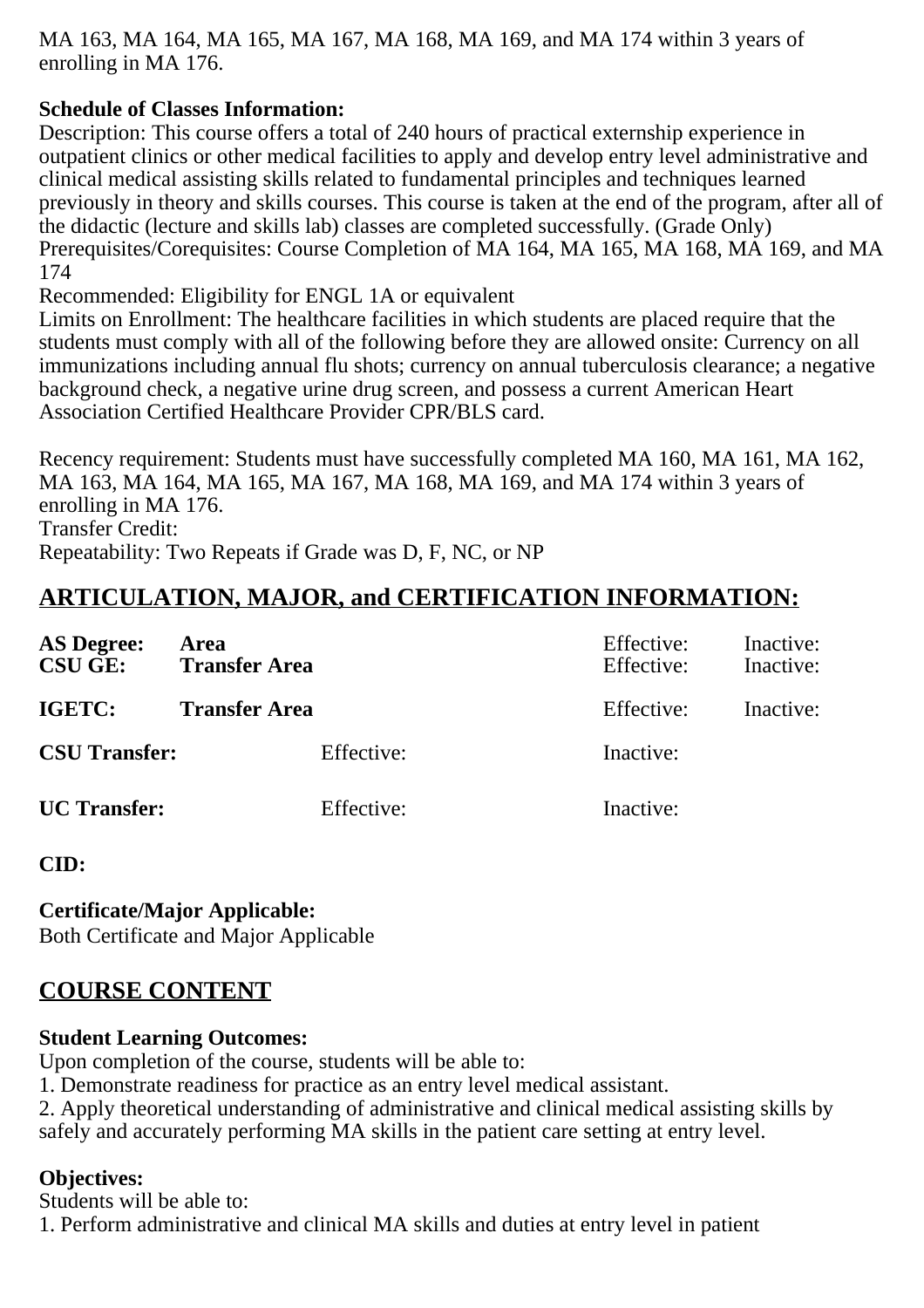MA 163, MA 164, MA 165, MA 167, MA 168, MA 169, and MA 174 within 3 years of enrolling in MA 176.

**Schedule of Classes Information:**
Description: This course offers a total of 240 hours of practical externship experience in outpatient clinics or other medical facilities to apply and develop entry level administrative and clinical medical assisting skills related to fundamental principles and techniques learned previously in theory and skills courses. This course is taken at the end of the program, after all of the didactic (lecture and skills lab) classes are completed successfully. (Grade Only)
Prerequisites/Corequisites: Course Completion of MA 164, MA 165, MA 168, MA 169, and MA 174
Recommended: Eligibility for ENGL 1A or equivalent
Limits on Enrollment: The healthcare facilities in which students are placed require that the students must comply with all of the following before they are allowed onsite: Currency on all immunizations including annual flu shots; currency on annual tuberculosis clearance; a negative background check, a negative urine drug screen, and possess a current American Heart Association Certified Healthcare Provider CPR/BLS card.

Recency requirement: Students must have successfully completed MA 160, MA 161, MA 162, MA 163, MA 164, MA 165, MA 167, MA 168, MA 169, and MA 174 within 3 years of enrolling in MA 176.
Transfer Credit:
Repeatability: Two Repeats if Grade was D, F, NC, or NP

## ARTICULATION, MAJOR, and CERTIFICATION INFORMATION:

| | | | |
|---|---|---|---|
| **AS Degree:** | **Area** | Effective: | Inactive: |
| **CSU GE:** | **Transfer Area** | Effective: | Inactive: |
| **IGETC:** | **Transfer Area** | Effective: | Inactive: |
| **CSU Transfer:** | Effective: | Inactive: | |
| **UC Transfer:** | Effective: | Inactive: | |

**CID:**

**Certificate/Major Applicable:**
Both Certificate and Major Applicable

## COURSE CONTENT

**Student Learning Outcomes:**
Upon completion of the course, students will be able to:
1. Demonstrate readiness for practice as an entry level medical assistant.
2. Apply theoretical understanding of administrative and clinical medical assisting skills by safely and accurately performing MA skills in the patient care setting at entry level.

**Objectives:**
Students will be able to:
1. Perform administrative and clinical MA skills and duties at entry level in patient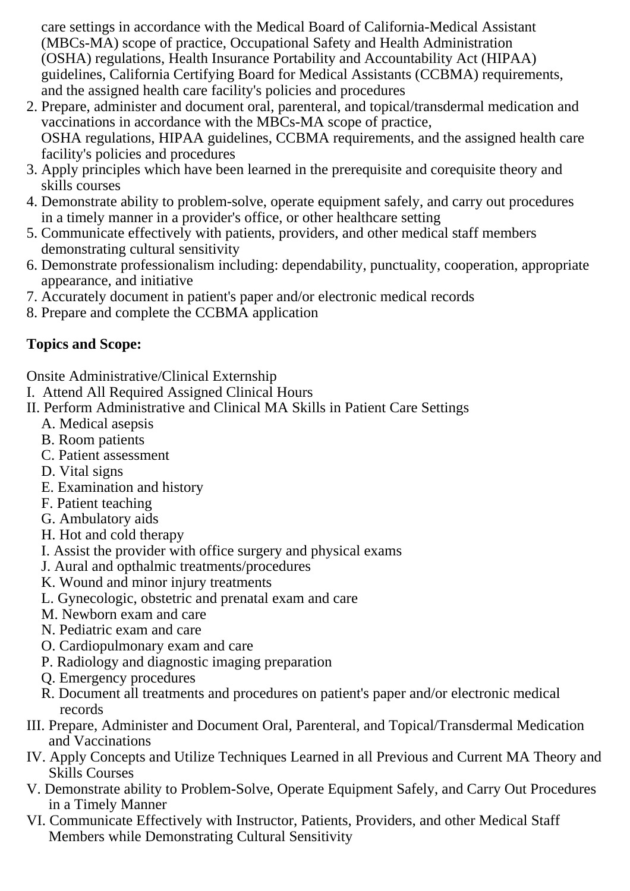care settings in accordance with the Medical Board of California-Medical Assistant (MBCs-MA) scope of practice, Occupational Safety and Health Administration (OSHA) regulations, Health Insurance Portability and Accountability Act (HIPAA) guidelines, California Certifying Board for Medical Assistants (CCBMA) requirements, and the assigned health care facility's policies and procedures
2. Prepare, administer and document oral, parenteral, and topical/transdermal medication and vaccinations in accordance with the MBCs-MA scope of practice, OSHA regulations, HIPAA guidelines, CCBMA requirements, and the assigned health care facility's policies and procedures
3. Apply principles which have been learned in the prerequisite and corequisite theory and skills courses
4. Demonstrate ability to problem-solve, operate equipment safely, and carry out procedures in a timely manner in a provider's office, or other healthcare setting
5. Communicate effectively with patients, providers, and other medical staff members demonstrating cultural sensitivity
6. Demonstrate professionalism including: dependability, punctuality, cooperation, appropriate appearance, and initiative
7. Accurately document in patient's paper and/or electronic medical records
8. Prepare and complete the CCBMA application

**Topics and Scope:**

Onsite Administrative/Clinical Externship

I. Attend All Required Assigned Clinical Hours

II. Perform Administrative and Clinical MA Skills in Patient Care Settings
   - A. Medical asepsis
   - B. Room patients
   - C. Patient assessment
   - D. Vital signs
   - E. Examination and history
   - F. Patient teaching
   - G. Ambulatory aids
   - H. Hot and cold therapy
   - I. Assist the provider with office surgery and physical exams
   - J. Aural and opthalmic treatments/procedures
   - K. Wound and minor injury treatments
   - L. Gynecologic, obstetric and prenatal exam and care
   - M. Newborn exam and care
   - N. Pediatric exam and care
   - O. Cardiopulmonary exam and care
   - P. Radiology and diagnostic imaging preparation
   - Q. Emergency procedures
   - R. Document all treatments and procedures on patient's paper and/or electronic medical records

III. Prepare, Administer and Document Oral, Parenteral, and Topical/Transdermal Medication and Vaccinations

IV. Apply Concepts and Utilize Techniques Learned in all Previous and Current MA Theory and Skills Courses

V. Demonstrate ability to Problem-Solve, Operate Equipment Safely, and Carry Out Procedures in a Timely Manner

VI. Communicate Effectively with Instructor, Patients, Providers, and other Medical Staff Members while Demonstrating Cultural Sensitivity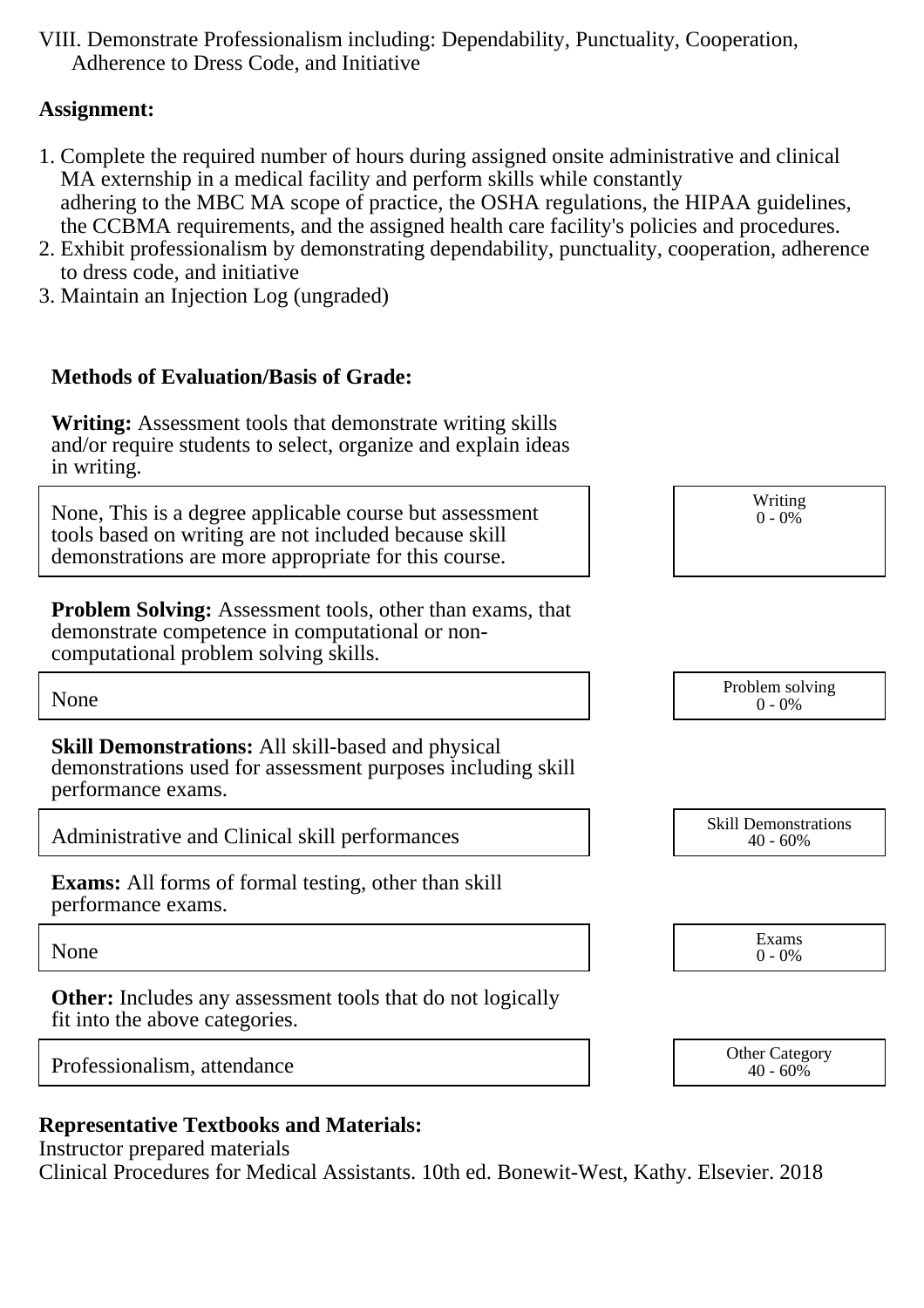VIII. Demonstrate Professionalism including: Dependability, Punctuality, Cooperation, Adherence to Dress Code, and Initiative

**Assignment:**

1. Complete the required number of hours during assigned onsite administrative and clinical MA externship in a medical facility and perform skills while constantly adhering to the MBC MA scope of practice, the OSHA regulations, the HIPAA guidelines, the CCBMA requirements, and the assigned health care facility's policies and procedures.
2. Exhibit professionalism by demonstrating dependability, punctuality, cooperation, adherence to dress code, and initiative
3. Maintain an Injection Log (ungraded)

**Methods of Evaluation/Basis of Grade:**

**Writing:** Assessment tools that demonstrate writing skills and/or require students to select, organize and explain ideas in writing.

| | |
|---|---|
| None, This is a degree applicable course but assessment tools based on writing are not included because skill demonstrations are more appropriate for this course. | Writing<br>0 - 0% |

**Problem Solving:** Assessment tools, other than exams, that demonstrate competence in computational or non-computational problem solving skills.

| | |
|---|---|
| None | Problem solving<br>0 - 0% |

**Skill Demonstrations:** All skill-based and physical demonstrations used for assessment purposes including skill performance exams.

| | |
|---|---|
| Administrative and Clinical skill performances | Skill Demonstrations<br>40 - 60% |

**Exams:** All forms of formal testing, other than skill performance exams.

| | |
|---|---|
| None | Exams<br>0 - 0% |

**Other:** Includes any assessment tools that do not logically fit into the above categories.

| | |
|---|---|
| Professionalism, attendance | Other Category<br>40 - 60% |

**Representative Textbooks and Materials:**

Instructor prepared materials

Clinical Procedures for Medical Assistants. 10th ed. Bonewit-West, Kathy. Elsevier. 2018